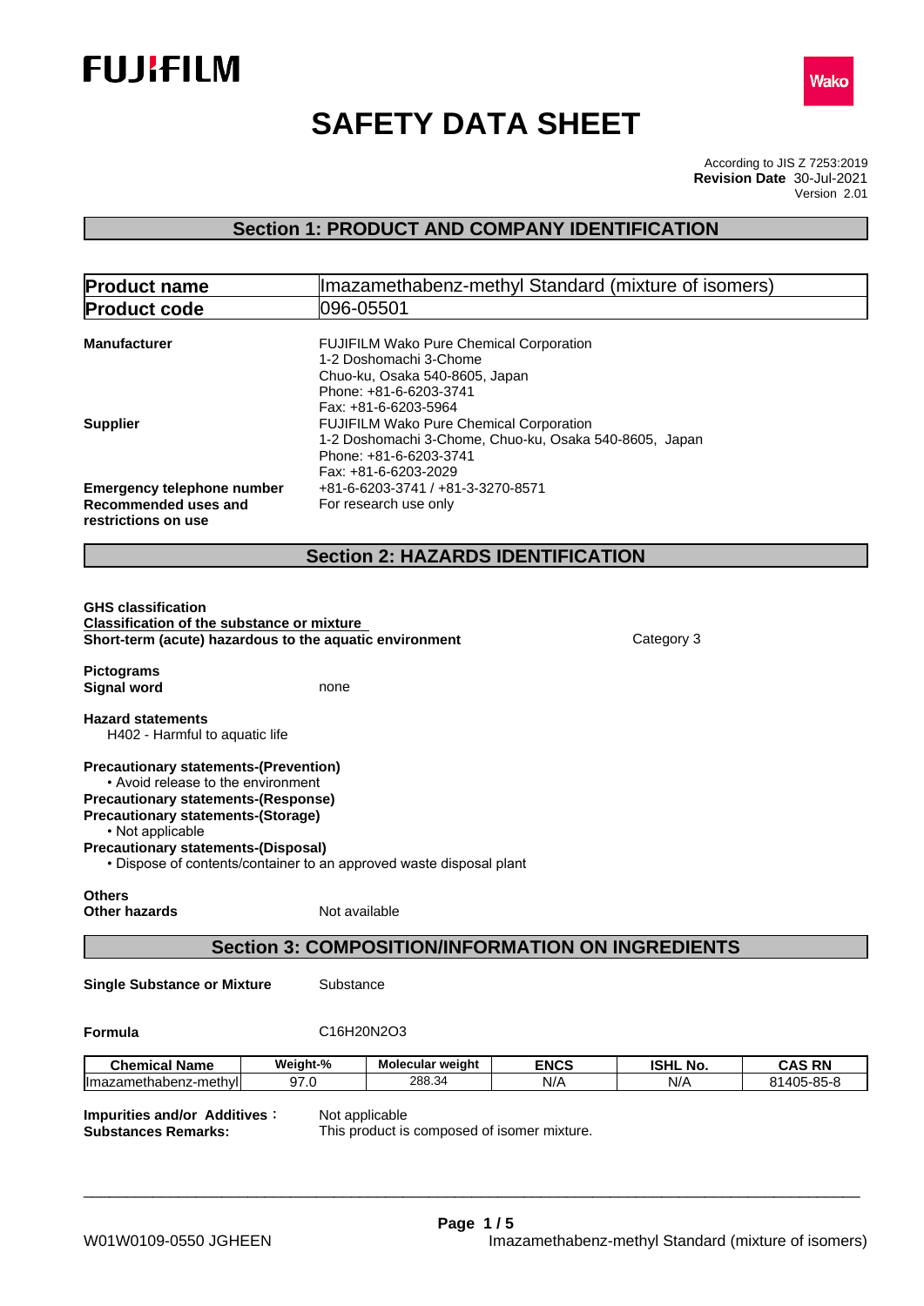FUJIFILM

Wako

# SAFETY DATA SHEET

According to JIS Z 7253:2019
**Revision Date** 30-Jul-2021
Version 2.01

## Section 1: PRODUCT AND COMPANY IDENTIFICATION

| **Product name** | Imazamethabenz-methyl Standard (mixture of isomers) |
|---|---|
| **Product code** | 096-05501 |

**Manufacturer**
FUJIFILM Wako Pure Chemical Corporation
1-2 Doshomachi 3-Chome
Chuo-ku, Osaka 540-8605, Japan
Phone: +81-6-6203-3741
Fax: +81-6-6203-5964

**Supplier**
FUJIFILM Wako Pure Chemical Corporation
1-2 Doshomachi 3-Chome, Chuo-ku, Osaka 540-8605, Japan
Phone: +81-6-6203-3741
Fax: +81-6-6203-2029

**Emergency telephone number** +81-6-6203-3741 / +81-3-3270-8571

**Recommended uses and restrictions on use** For research use only

## Section 2: HAZARDS IDENTIFICATION

**GHS classification**
**Classification of the substance or mixture**
**Short-term (acute) hazardous to the aquatic environment** Category 3

**Pictograms**
**Signal word** none

**Hazard statements**
H402 - Harmful to aquatic life

**Precautionary statements-(Prevention)**
• Avoid release to the environment
**Precautionary statements-(Response)**
**Precautionary statements-(Storage)**
• Not applicable
**Precautionary statements-(Disposal)**
• Dispose of contents/container to an approved waste disposal plant

**Others**
**Other hazards** Not available

## Section 3: COMPOSITION/INFORMATION ON INGREDIENTS

**Single Substance or Mixture** Substance

**Formula** $C_{16}H_{20}N_2O_3$

| Chemical Name | Weight-% | Molecular weight | ENCS | ISHL No. | CAS RN |
|---|---|---|---|---|---|
| Imazamethabenz-methyl | 97.0 | 288.34 | N/A | N/A | 81405-85-8 |

**Impurities and/or Additives：** Not applicable
**Substances Remarks:** This product is composed of isomer mixture.

W01W0109-0550 JGHEEN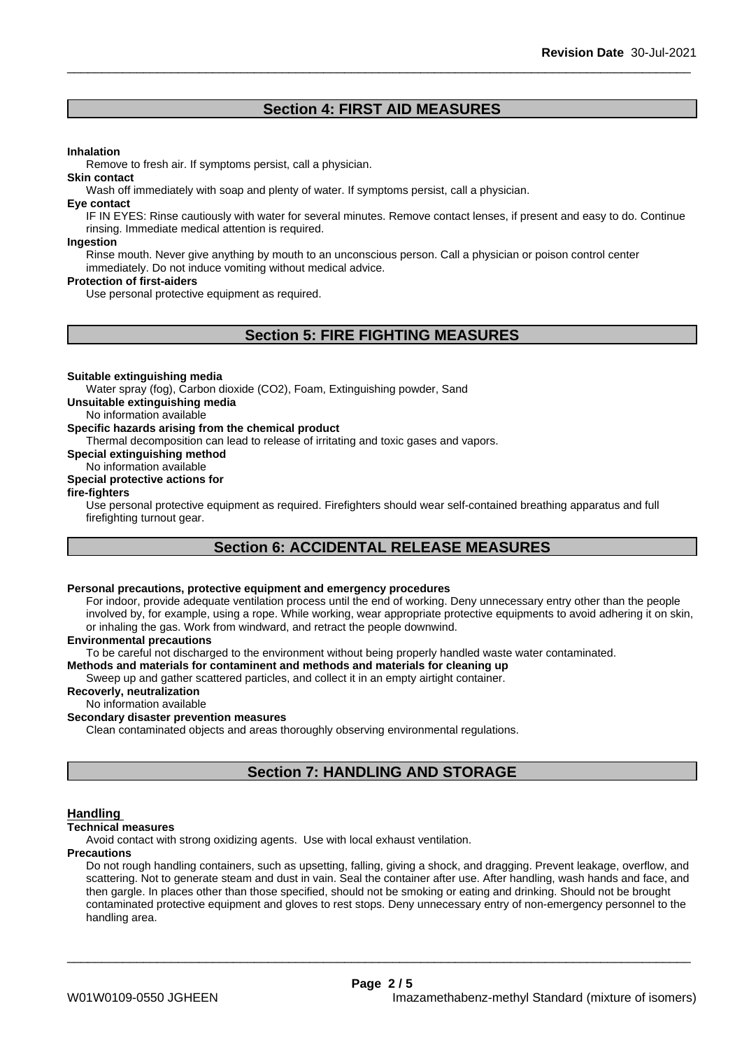## Section 4: FIRST AID MEASURES

**Inhalation**

Remove to fresh air. If symptoms persist, call a physician.

**Skin contact**

Wash off immediately with soap and plenty of water. If symptoms persist, call a physician.

**Eye contact**

IF IN EYES: Rinse cautiously with water for several minutes. Remove contact lenses, if present and easy to do. Continue rinsing. Immediate medical attention is required.

**Ingestion**

Rinse mouth. Never give anything by mouth to an unconscious person. Call a physician or poison control center immediately. Do not induce vomiting without medical advice.

**Protection of first-aiders**

Use personal protective equipment as required.

## Section 5: FIRE FIGHTING MEASURES

**Suitable extinguishing media**

Water spray (fog), Carbon dioxide ($CO_2$), Foam, Extinguishing powder, Sand

**Unsuitable extinguishing media**

No information available

**Specific hazards arising from the chemical product**

Thermal decomposition can lead to release of irritating and toxic gases and vapors.

**Special extinguishing method**

No information available

**Special protective actions for fire-fighters**

Use personal protective equipment as required. Firefighters should wear self-contained breathing apparatus and full firefighting turnout gear.

## Section 6: ACCIDENTAL RELEASE MEASURES

**Personal precautions, protective equipment and emergency procedures**

For indoor, provide adequate ventilation process until the end of working. Deny unnecessary entry other than the people involved by, for example, using a rope. While working, wear appropriate protective equipments to avoid adhering it on skin, or inhaling the gas. Work from windward, and retract the people downwind.

**Environmental precautions**

To be careful not discharged to the environment without being properly handled waste water contaminated.

**Methods and materials for contaminent and methods and materials for cleaning up**

Sweep up and gather scattered particles, and collect it in an empty airtight container.

**Recoverly, neutralization**

No information available

**Secondary disaster prevention measures**

Clean contaminated objects and areas thoroughly observing environmental regulations.

## Section 7: HANDLING AND STORAGE

### Handling

**Technical measures**

Avoid contact with strong oxidizing agents. Use with local exhaust ventilation.

**Precautions**

Do not rough handling containers, such as upsetting, falling, giving a shock, and dragging. Prevent leakage, overflow, and scattering. Not to generate steam and dust in vain. Seal the container after use. After handling, wash hands and face, and then gargle. In places other than those specified, should not be smoking or eating and drinking. Should not be brought contaminated protective equipment and gloves to rest stops. Deny unnecessary entry of non-emergency personnel to the handling area.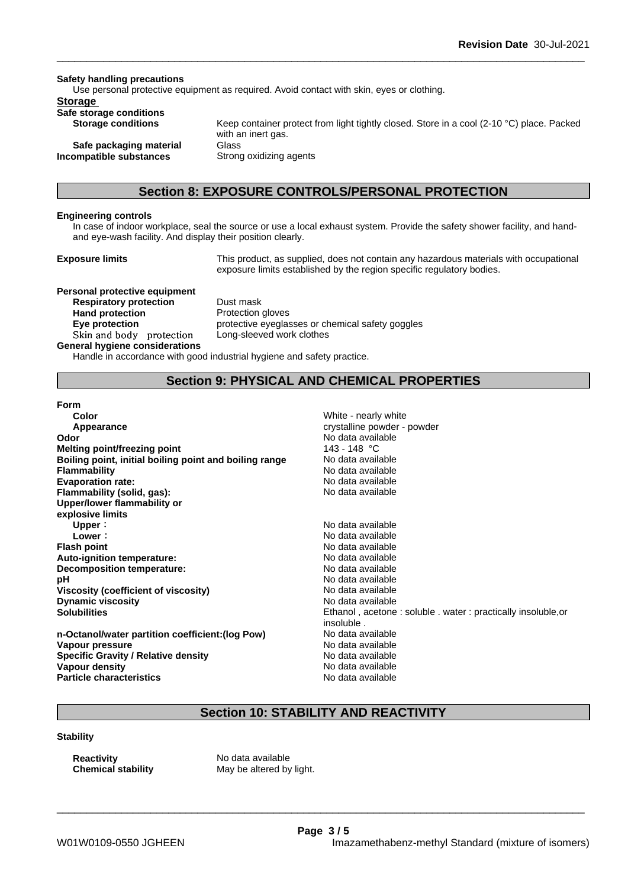**Safety handling precautions**

Use personal protective equipment as required. Avoid contact with skin, eyes or clothing.

**Storage**

**Safe storage conditions**

| | |
|---|---|
| **Storage conditions** | Keep container protect from light tightly closed. Store in a cool (2-10 °C) place. Packed with an inert gas. |
| **Safe packaging material** | Glass |
| **Incompatible substances** | Strong oxidizing agents |

## Section 8: EXPOSURE CONTROLS/PERSONAL PROTECTION

**Engineering controls**

In case of indoor workplace, seal the source or use a local exhaust system. Provide the safety shower facility, and hand- and eye-wash facility. And display their position clearly.

**Exposure limits** This product, as supplied, does not contain any hazardous materials with occupational exposure limits established by the region specific regulatory bodies.

**Personal protective equipment**

| | |
|---|---|
| **Respiratory protection** | Dust mask |
| **Hand protection** | Protection gloves |
| **Eye protection** | protective eyeglasses or chemical safety goggles |
| Skin and body protection | Long-sleeved work clothes |

**General hygiene considerations**

Handle in accordance with good industrial hygiene and safety practice.

## Section 9: PHYSICAL AND CHEMICAL PROPERTIES

| | |
|---|---|
| **Form** | |
| **Color** | White - nearly white |
| **Appearance** | crystalline powder - powder |
| **Odor** | No data available |
| **Melting point/freezing point** | 143 - 148 °C |
| **Boiling point, initial boiling point and boiling range** | No data available |
| **Flammability** | No data available |
| **Evaporation rate:** | No data available |
| **Flammability (solid, gas):** | No data available |
| **Upper/lower flammability or explosive limits** | |
| **Upper**： | No data available |
| **Lower**： | No data available |
| **Flash point** | No data available |
| **Auto-ignition temperature:** | No data available |
| **Decomposition temperature:** | No data available |
| **pH** | No data available |
| **Viscosity (coefficient of viscosity)** | No data available |
| **Dynamic viscosity** | No data available |
| **Solubilities** | Ethanol , acetone : soluble . water : practically insoluble,or insoluble . |
| **n-Octanol/water partition coefficient:(log Pow)** | No data available |
| **Vapour pressure** | No data available |
| **Specific Gravity / Relative density** | No data available |
| **Vapour density** | No data available |
| **Particle characteristics** | No data available |

## Section 10: STABILITY AND REACTIVITY

**Stability**

| | |
|---|---|
| **Reactivity** | No data available |
| **Chemical stability** | May be altered by light. |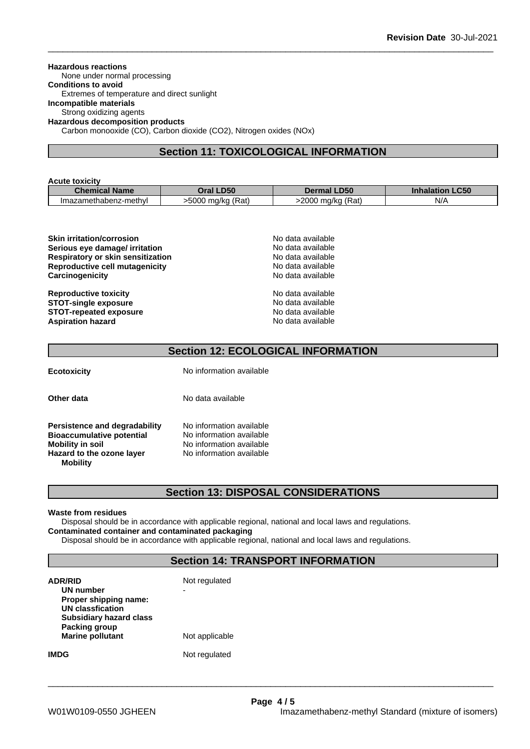**Hazardous reactions**
None under normal processing
**Conditions to avoid**
Extremes of temperature and direct sunlight
**Incompatible materials**
Strong oxidizing agents
**Hazardous decomposition products**
Carbon monooxide (CO), Carbon dioxide ($CO_2$), Nitrogen oxides (NOx)

## Section 11: TOXICOLOGICAL INFORMATION

**Acute toxicity**

| Chemical Name | Oral LD50 | Dermal LD50 | Inhalation LC50 |
|---|---|---|---|
| Imazamethabenz-methyl | >5000 mg/kg (Rat) | >2000 mg/kg (Rat) | N/A |

**Skin irritation/corrosion** No data available
**Serious eye damage/ irritation** No data available
**Respiratory or skin sensitization** No data available
**Reproductive cell mutagenicity** No data available
**Carcinogenicity** No data available

**Reproductive toxicity** No data available
**STOT-single exposure** No data available
**STOT-repeated exposure** No data available
**Aspiration hazard** No data available

## Section 12: ECOLOGICAL INFORMATION

**Ecotoxicity** No information available

**Other data** No data available

**Persistence and degradability** No information available
**Bioaccumulative potential** No information available
**Mobility in soil** No information available
**Hazard to the ozone layer** No information available
**Mobility**

## Section 13: DISPOSAL CONSIDERATIONS

**Waste from residues**
Disposal should be in accordance with applicable regional, national and local laws and regulations.
**Contaminated container and contaminated packaging**
Disposal should be in accordance with applicable regional, national and local laws and regulations.

## Section 14: TRANSPORT INFORMATION

**ADR/RID** Not regulated
**UN number** -
**Proper shipping name:**
**UN classfication**
**Subsidiary hazard class**
**Packing group**
**Marine pollutant** Not applicable

**IMDG** Not regulated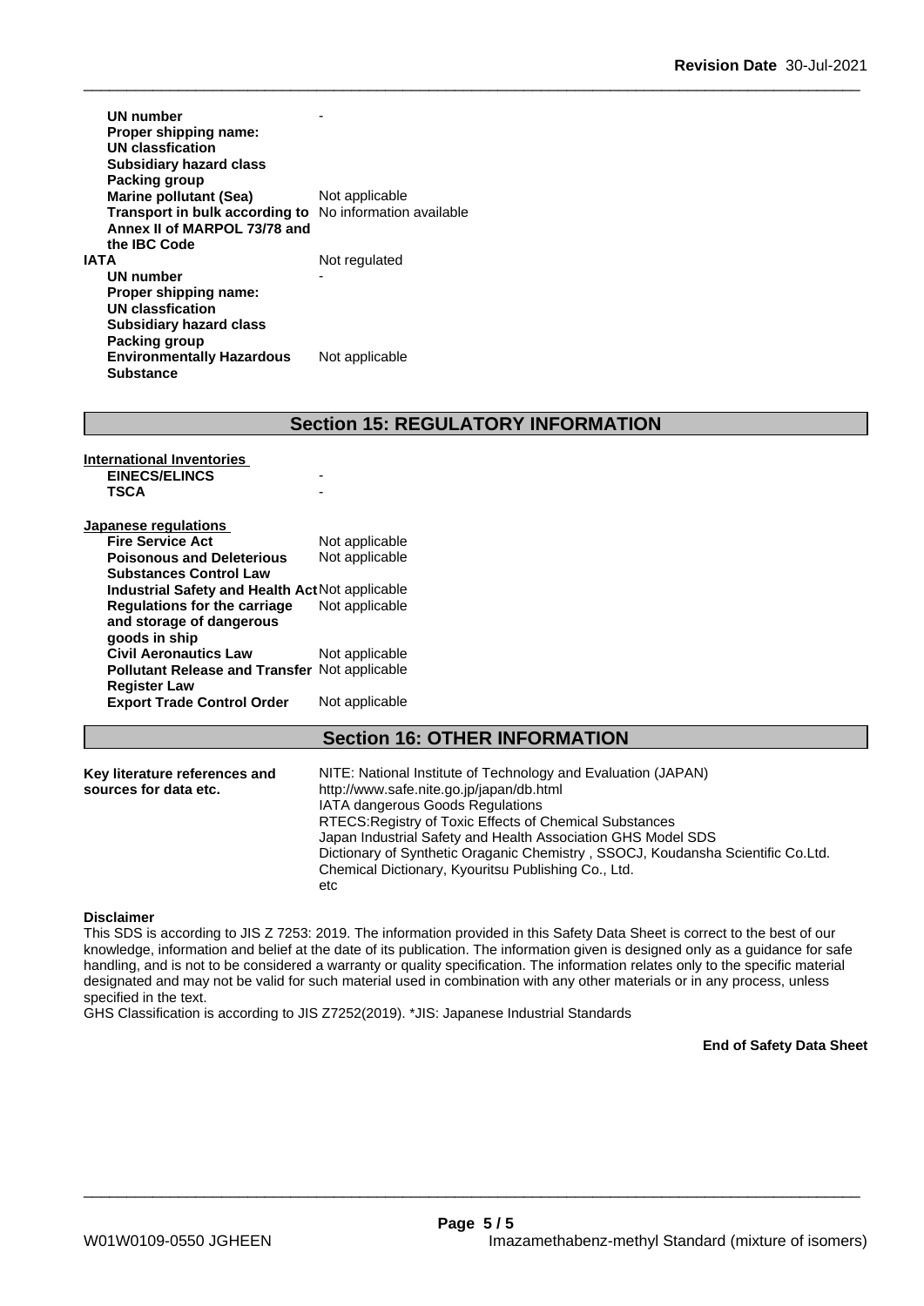| | |
|---|---|
| **UN number** | - |
| **Proper shipping name:** | |
| **UN classfication** | |
| **Subsidiary hazard class** | |
| **Packing group** | |
| **Marine pollutant (Sea)** | Not applicable |
| **Transport in bulk according to Annex II of MARPOL 73/78 and the IBC Code** | No information available |
| **IATA** | Not regulated |
| **UN number** | - |
| **Proper shipping name:** | |
| **UN classfication** | |
| **Subsidiary hazard class** | |
| **Packing group** | |
| **Environmentally Hazardous Substance** | Not applicable |

## Section 15: REGULATORY INFORMATION

**International Inventories**

| | |
|---|---|
| **EINECS/ELINCS** | - |
| **TSCA** | - |

**Japanese regulations**

| | |
|---|---|
| **Fire Service Act** | Not applicable |
| **Poisonous and Deleterious Substances Control Law** | Not applicable |
| **Industrial Safety and Health Act** | Not applicable |
| **Regulations for the carriage and storage of dangerous goods in ship** | Not applicable |
| **Civil Aeronautics Law** | Not applicable |
| **Pollutant Release and Transfer Register Law** | Not applicable |
| **Export Trade Control Order** | Not applicable |

## Section 16: OTHER INFORMATION

**Key literature references and sources for data etc.**

NITE: National Institute of Technology and Evaluation (JAPAN)
http://www.safe.nite.go.jp/japan/db.html
IATA dangerous Goods Regulations
RTECS:Registry of Toxic Effects of Chemical Substances
Japan Industrial Safety and Health Association GHS Model SDS
Dictionary of Synthetic Oraganic Chemistry , SSOCJ, Koudansha Scientific Co.Ltd.
Chemical Dictionary, Kyouritsu Publishing Co., Ltd.
etc

**Disclaimer**

This SDS is according to JIS Z 7253: 2019. The information provided in this Safety Data Sheet is correct to the best of our knowledge, information and belief at the date of its publication. The information given is designed only as a guidance for safe handling, and is not to be considered a warranty or quality specification. The information relates only to the specific material designated and may not be valid for such material used in combination with any other materials or in any process, unless specified in the text.
GHS Classification is according to JIS Z7252(2019). *JIS: Japanese Industrial Standards

**End of Safety Data Sheet**